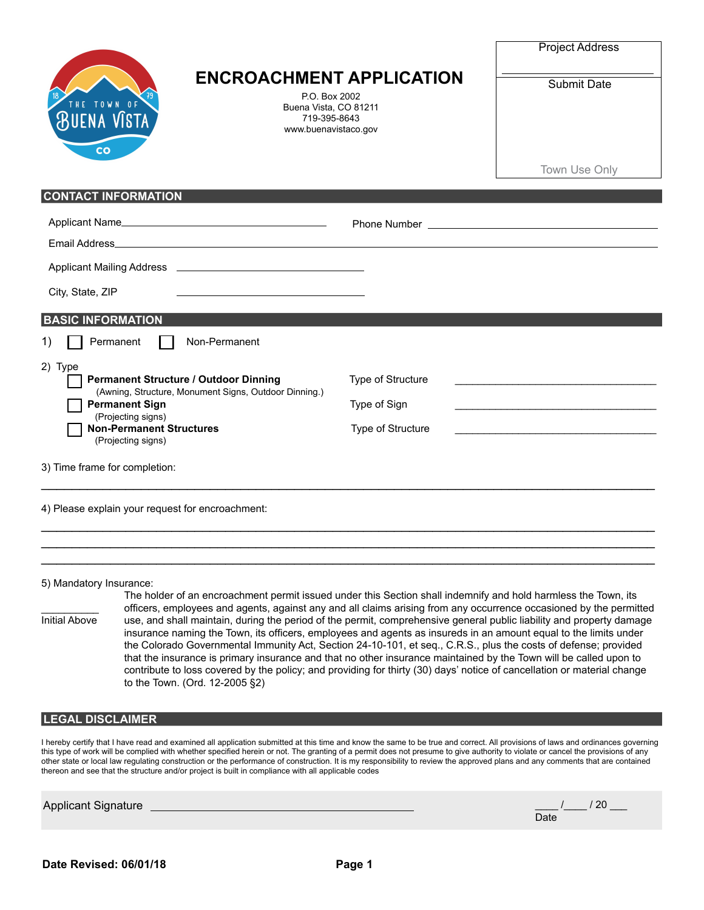THE TOWN OF BUENA VISTA CO 18 79

# ENCROACHMENT APPLICATION

P.O. Box 2002
Buena Vista, CO 81211
719-395-8643
www.buenavistaco.gov

| Project Address |
|---|
| Submit Date |
| Town Use Only |

## CONTACT INFORMATION

Applicant Name ____________________ Phone Number ____________________

Email Address ________________________________________

Applicant Mailing Address ____________________

City, State, ZIP ____________________

## BASIC INFORMATION

1) ☐ Permanent ☐ Non-Permanent

2) Type

☐ **Permanent Structure / Outdoor Dinning** (Awning, Structure, Monument Signs, Outdoor Dinning.) — Type of Structure ____________________

☐ **Permanent Sign** (Projecting signs) — Type of Sign ____________________

☐ **Non-Permanent Structures** (Projecting signs) — Type of Structure ____________________

3) Time frame for completion:

________________________________________

4) Please explain your request for encroachment:

________________________________________
________________________________________
________________________________________

5) Mandatory Insurance:

__________
Initial Above

The holder of an encroachment permit issued under this Section shall indemnify and hold harmless the Town, its officers, employees and agents, against any and all claims arising from any occurrence occasioned by the permitted use, and shall maintain, during the period of the permit, comprehensive general public liability and property damage insurance naming the Town, its officers, employees and agents as insureds in an amount equal to the limits under the Colorado Governmental Immunity Act, Section 24-10-101, et seq., C.R.S., plus the costs of defense; provided that the insurance is primary insurance and that no other insurance maintained by the Town will be called upon to contribute to loss covered by the policy; and providing for thirty (30) days' notice of cancellation or material change to the Town. (Ord. 12-2005 §2)

## LEGAL DISCLAIMER

I hereby certify that I have read and examined all application submitted at this time and know the same to be true and correct. All provisions of laws and ordinances governing this type of work will be complied with whether specified herein or not. The granting of a permit does not presume to give authority to violate or cancel the provisions of any other state or local law regulating construction or the performance of construction. It is my responsibility to review the approved plans and any comments that are contained thereon and see that the structure and/or project is built in compliance with all applicable codes

Applicant Signature ____________________ ____ /____ / 20 ___
Date

**Date Revised: 06/01/18**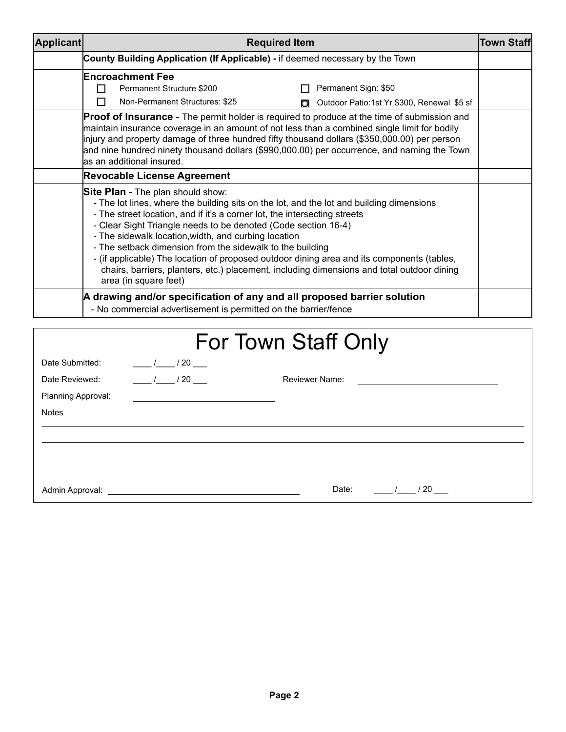| Applicant | Required Item | Town Staff |
|---|---|---|
| | **County Building Application (If Applicable) -** if deemed necessary by the Town | |
| | **Encroachment Fee**<br>☐ Permanent Structure $200 ☐ Permanent Sign: $50<br>☐ Non-Permanent Structures: $25 ☒ Outdoor Patio:1st Yr $300, Renewal $5 sf | |
| | **Proof of Insurance** - The permit holder is required to produce at the time of submission and maintain insurance coverage in an amount of not less than a combined single limit for bodily injury and property damage of three hundred fifty thousand dollars ($350,000.00) per person and nine hundred ninety thousand dollars ($990,000.00) per occurrence, and naming the Town as an additional insured. | |
| | **Revocable License Agreement** | |
| | **Site Plan** - The plan should show:<br>- The lot lines, where the building sits on the lot, and the lot and building dimensions<br>- The street location, and if it's a corner lot, the intersecting streets<br>- Clear Sight Triangle needs to be denoted (Code section 16-4)<br>- The sidewalk location,width, and curbing location<br>- The setback dimension from the sidewalk to the building<br>- (if applicable) The location of proposed outdoor dining area and its components (tables, chairs, barriers, planters, etc.) placement, including dimensions and total outdoor dining area (in square feet) | |
| | **A drawing and/or specification of any and all proposed barrier solution**<br>- No commercial advertisement is permitted on the barrier/fence | |

# For Town Staff Only

Date Submitted: \_\_\_\_ /\_\_\_\_ / 20 \_\_\_

Date Reviewed: \_\_\_\_ /\_\_\_\_ / 20 \_\_\_ Reviewer Name: \_\_\_\_\_\_\_\_\_\_\_\_\_\_\_\_\_\_\_\_

Planning Approval: \_\_\_\_\_\_\_\_\_\_\_\_\_\_\_\_\_\_\_\_

Notes

\_\_\_\_\_\_\_\_\_\_\_\_\_\_\_\_\_\_\_\_\_\_\_\_\_\_\_\_\_\_\_\_\_\_\_\_\_\_\_\_\_\_\_\_\_\_\_\_\_\_\_\_\_\_\_\_

\_\_\_\_\_\_\_\_\_\_\_\_\_\_\_\_\_\_\_\_\_\_\_\_\_\_\_\_\_\_\_\_\_\_\_\_\_\_\_\_\_\_\_\_\_\_\_\_\_\_\_\_\_\_\_\_

Admin Approval: \_\_\_\_\_\_\_\_\_\_\_\_\_\_\_\_\_\_\_\_\_\_\_\_\_\_\_\_ Date: \_\_\_\_ /\_\_\_\_ / 20 \_\_\_